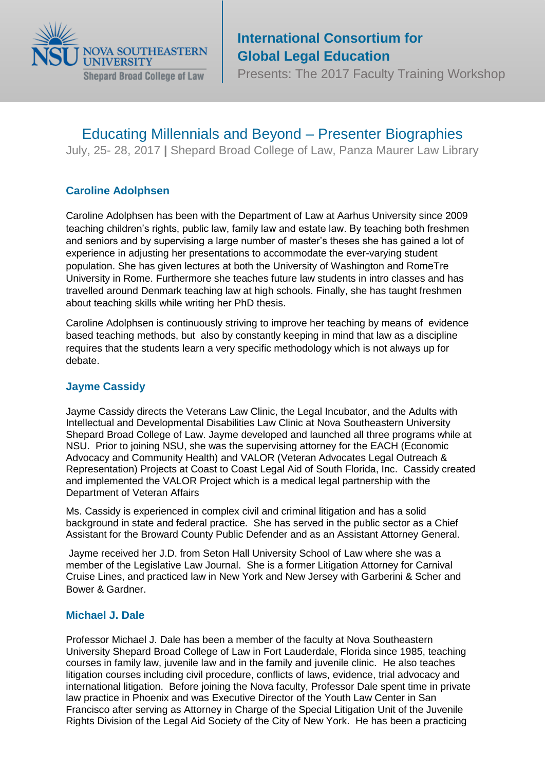NOVA SOUTHEASTERN UNIVERSITY
Shepard Broad College of Law

**International Consortium for Global Legal Education**

Presents: The 2017 Faculty Training Workshop

# Educating Millennials and Beyond – Presenter Biographies

July, 25- 28, 2017 | Shepard Broad College of Law, Panza Maurer Law Library

## Caroline Adolphsen

Caroline Adolphsen has been with the Department of Law at Aarhus University since 2009 teaching children's rights, public law, family law and estate law. By teaching both freshmen and seniors and by supervising a large number of master's theses she has gained a lot of experience in adjusting her presentations to accommodate the ever-varying student population. She has given lectures at both the University of Washington and RomeTre University in Rome. Furthermore she teaches future law students in intro classes and has travelled around Denmark teaching law at high schools. Finally, she has taught freshmen about teaching skills while writing her PhD thesis.

Caroline Adolphsen is continuously striving to improve her teaching by means of evidence based teaching methods, but also by constantly keeping in mind that law as a discipline requires that the students learn a very specific methodology which is not always up for debate.

## Jayme Cassidy

Jayme Cassidy directs the Veterans Law Clinic, the Legal Incubator, and the Adults with Intellectual and Developmental Disabilities Law Clinic at Nova Southeastern University Shepard Broad College of Law. Jayme developed and launched all three programs while at NSU. Prior to joining NSU, she was the supervising attorney for the EACH (Economic Advocacy and Community Health) and VALOR (Veteran Advocates Legal Outreach & Representation) Projects at Coast to Coast Legal Aid of South Florida, Inc. Cassidy created and implemented the VALOR Project which is a medical legal partnership with the Department of Veteran Affairs

Ms. Cassidy is experienced in complex civil and criminal litigation and has a solid background in state and federal practice. She has served in the public sector as a Chief Assistant for the Broward County Public Defender and as an Assistant Attorney General.

Jayme received her J.D. from Seton Hall University School of Law where she was a member of the Legislative Law Journal. She is a former Litigation Attorney for Carnival Cruise Lines, and practiced law in New York and New Jersey with Garberini & Scher and Bower & Gardner.

## Michael J. Dale

Professor Michael J. Dale has been a member of the faculty at Nova Southeastern University Shepard Broad College of Law in Fort Lauderdale, Florida since 1985, teaching courses in family law, juvenile law and in the family and juvenile clinic. He also teaches litigation courses including civil procedure, conflicts of laws, evidence, trial advocacy and international litigation. Before joining the Nova faculty, Professor Dale spent time in private law practice in Phoenix and was Executive Director of the Youth Law Center in San Francisco after serving as Attorney in Charge of the Special Litigation Unit of the Juvenile Rights Division of the Legal Aid Society of the City of New York. He has been a practicing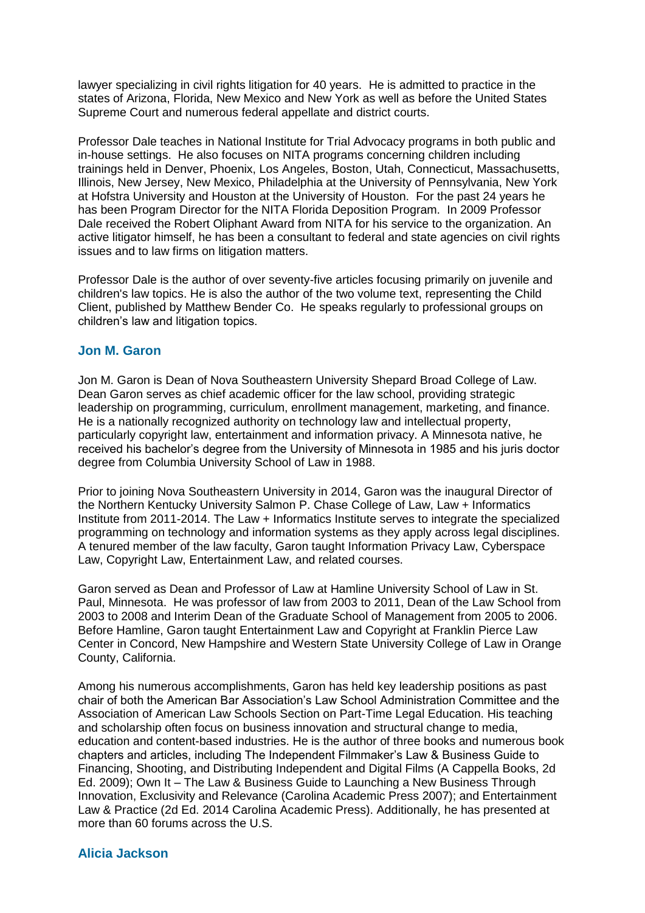lawyer specializing in civil rights litigation for 40 years. He is admitted to practice in the states of Arizona, Florida, New Mexico and New York as well as before the United States Supreme Court and numerous federal appellate and district courts.

Professor Dale teaches in National Institute for Trial Advocacy programs in both public and in-house settings. He also focuses on NITA programs concerning children including trainings held in Denver, Phoenix, Los Angeles, Boston, Utah, Connecticut, Massachusetts, Illinois, New Jersey, New Mexico, Philadelphia at the University of Pennsylvania, New York at Hofstra University and Houston at the University of Houston. For the past 24 years he has been Program Director for the NITA Florida Deposition Program. In 2009 Professor Dale received the Robert Oliphant Award from NITA for his service to the organization. An active litigator himself, he has been a consultant to federal and state agencies on civil rights issues and to law firms on litigation matters.

Professor Dale is the author of over seventy-five articles focusing primarily on juvenile and children's law topics. He is also the author of the two volume text, representing the Child Client, published by Matthew Bender Co. He speaks regularly to professional groups on children's law and litigation topics.

## Jon M. Garon

Jon M. Garon is Dean of Nova Southeastern University Shepard Broad College of Law. Dean Garon serves as chief academic officer for the law school, providing strategic leadership on programming, curriculum, enrollment management, marketing, and finance. He is a nationally recognized authority on technology law and intellectual property, particularly copyright law, entertainment and information privacy. A Minnesota native, he received his bachelor's degree from the University of Minnesota in 1985 and his juris doctor degree from Columbia University School of Law in 1988.

Prior to joining Nova Southeastern University in 2014, Garon was the inaugural Director of the Northern Kentucky University Salmon P. Chase College of Law, Law + Informatics Institute from 2011-2014. The Law + Informatics Institute serves to integrate the specialized programming on technology and information systems as they apply across legal disciplines. A tenured member of the law faculty, Garon taught Information Privacy Law, Cyberspace Law, Copyright Law, Entertainment Law, and related courses.

Garon served as Dean and Professor of Law at Hamline University School of Law in St. Paul, Minnesota. He was professor of law from 2003 to 2011, Dean of the Law School from 2003 to 2008 and Interim Dean of the Graduate School of Management from 2005 to 2006. Before Hamline, Garon taught Entertainment Law and Copyright at Franklin Pierce Law Center in Concord, New Hampshire and Western State University College of Law in Orange County, California.

Among his numerous accomplishments, Garon has held key leadership positions as past chair of both the American Bar Association's Law School Administration Committee and the Association of American Law Schools Section on Part-Time Legal Education. His teaching and scholarship often focus on business innovation and structural change to media, education and content-based industries. He is the author of three books and numerous book chapters and articles, including The Independent Filmmaker's Law & Business Guide to Financing, Shooting, and Distributing Independent and Digital Films (A Cappella Books, 2d Ed. 2009); Own It – The Law & Business Guide to Launching a New Business Through Innovation, Exclusivity and Relevance (Carolina Academic Press 2007); and Entertainment Law & Practice (2d Ed. 2014 Carolina Academic Press). Additionally, he has presented at more than 60 forums across the U.S.

## Alicia Jackson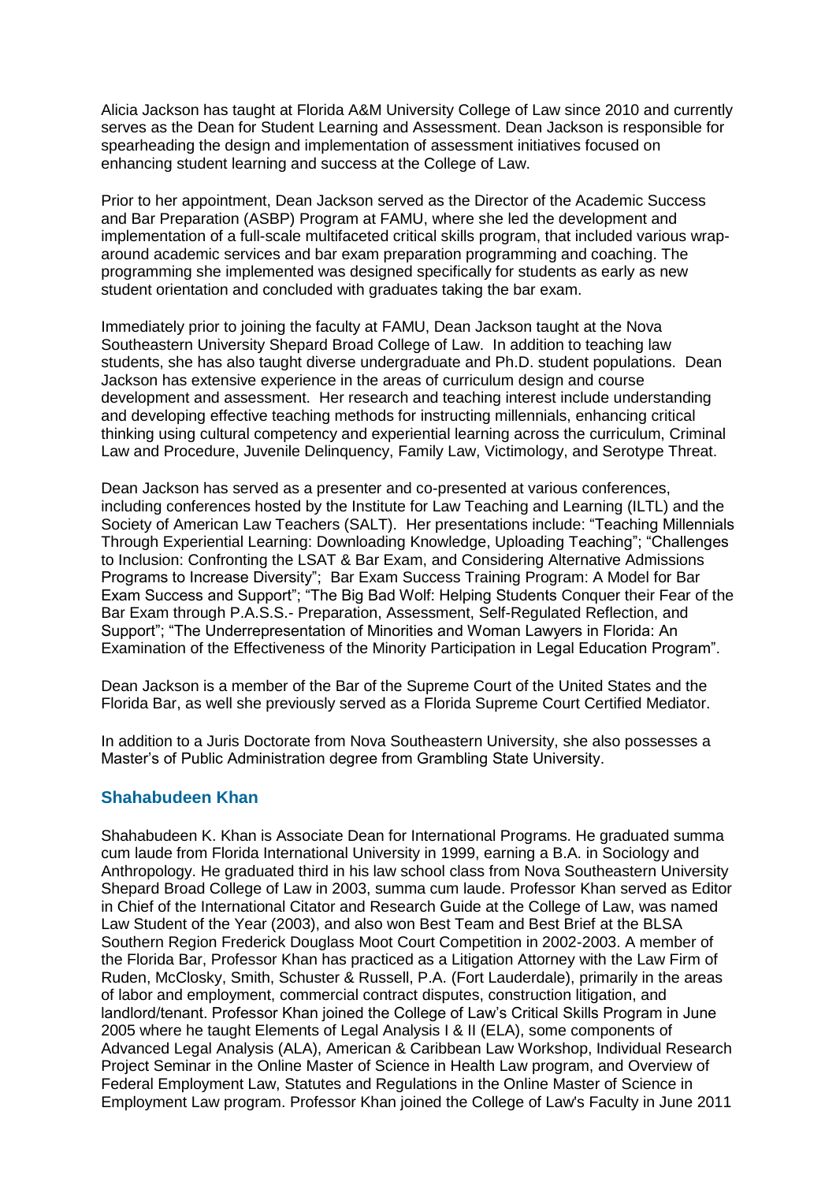Alicia Jackson has taught at Florida A&M University College of Law since 2010 and currently serves as the Dean for Student Learning and Assessment. Dean Jackson is responsible for spearheading the design and implementation of assessment initiatives focused on enhancing student learning and success at the College of Law.

Prior to her appointment, Dean Jackson served as the Director of the Academic Success and Bar Preparation (ASBP) Program at FAMU, where she led the development and implementation of a full-scale multifaceted critical skills program, that included various wrap-around academic services and bar exam preparation programming and coaching. The programming she implemented was designed specifically for students as early as new student orientation and concluded with graduates taking the bar exam.

Immediately prior to joining the faculty at FAMU, Dean Jackson taught at the Nova Southeastern University Shepard Broad College of Law. In addition to teaching law students, she has also taught diverse undergraduate and Ph.D. student populations. Dean Jackson has extensive experience in the areas of curriculum design and course development and assessment. Her research and teaching interest include understanding and developing effective teaching methods for instructing millennials, enhancing critical thinking using cultural competency and experiential learning across the curriculum, Criminal Law and Procedure, Juvenile Delinquency, Family Law, Victimology, and Serotype Threat.

Dean Jackson has served as a presenter and co-presented at various conferences, including conferences hosted by the Institute for Law Teaching and Learning (ILTL) and the Society of American Law Teachers (SALT). Her presentations include: "Teaching Millennials Through Experiential Learning: Downloading Knowledge, Uploading Teaching"; "Challenges to Inclusion: Confronting the LSAT & Bar Exam, and Considering Alternative Admissions Programs to Increase Diversity"; Bar Exam Success Training Program: A Model for Bar Exam Success and Support"; "The Big Bad Wolf: Helping Students Conquer their Fear of the Bar Exam through P.A.S.S.- Preparation, Assessment, Self-Regulated Reflection, and Support"; "The Underrepresentation of Minorities and Woman Lawyers in Florida: An Examination of the Effectiveness of the Minority Participation in Legal Education Program".

Dean Jackson is a member of the Bar of the Supreme Court of the United States and the Florida Bar, as well she previously served as a Florida Supreme Court Certified Mediator.

In addition to a Juris Doctorate from Nova Southeastern University, she also possesses a Master's of Public Administration degree from Grambling State University.

## Shahabudeen Khan

Shahabudeen K. Khan is Associate Dean for International Programs. He graduated summa cum laude from Florida International University in 1999, earning a B.A. in Sociology and Anthropology. He graduated third in his law school class from Nova Southeastern University Shepard Broad College of Law in 2003, summa cum laude. Professor Khan served as Editor in Chief of the International Citator and Research Guide at the College of Law, was named Law Student of the Year (2003), and also won Best Team and Best Brief at the BLSA Southern Region Frederick Douglass Moot Court Competition in 2002-2003. A member of the Florida Bar, Professor Khan has practiced as a Litigation Attorney with the Law Firm of Ruden, McClosky, Smith, Schuster & Russell, P.A. (Fort Lauderdale), primarily in the areas of labor and employment, commercial contract disputes, construction litigation, and landlord/tenant. Professor Khan joined the College of Law's Critical Skills Program in June 2005 where he taught Elements of Legal Analysis I & II (ELA), some components of Advanced Legal Analysis (ALA), American & Caribbean Law Workshop, Individual Research Project Seminar in the Online Master of Science in Health Law program, and Overview of Federal Employment Law, Statutes and Regulations in the Online Master of Science in Employment Law program. Professor Khan joined the College of Law's Faculty in June 2011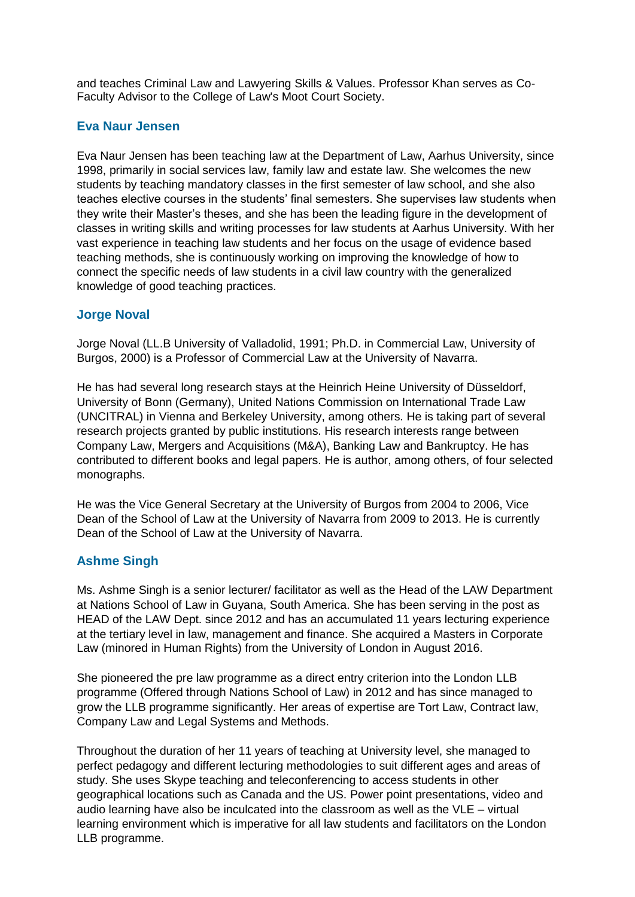and teaches Criminal Law and Lawyering Skills & Values. Professor Khan serves as Co-Faculty Advisor to the College of Law's Moot Court Society.

### Eva Naur Jensen

Eva Naur Jensen has been teaching law at the Department of Law, Aarhus University, since 1998, primarily in social services law, family law and estate law. She welcomes the new students by teaching mandatory classes in the first semester of law school, and she also teaches elective courses in the students' final semesters. She supervises law students when they write their Master's theses, and she has been the leading figure in the development of classes in writing skills and writing processes for law students at Aarhus University. With her vast experience in teaching law students and her focus on the usage of evidence based teaching methods, she is continuously working on improving the knowledge of how to connect the specific needs of law students in a civil law country with the generalized knowledge of good teaching practices.

### Jorge Noval

Jorge Noval (LL.B University of Valladolid, 1991; Ph.D. in Commercial Law, University of Burgos, 2000) is a Professor of Commercial Law at the University of Navarra.

He has had several long research stays at the Heinrich Heine University of Düsseldorf, University of Bonn (Germany), United Nations Commission on International Trade Law (UNCITRAL) in Vienna and Berkeley University, among others. He is taking part of several research projects granted by public institutions. His research interests range between Company Law, Mergers and Acquisitions (M&A), Banking Law and Bankruptcy. He has contributed to different books and legal papers. He is author, among others, of four selected monographs.

He was the Vice General Secretary at the University of Burgos from 2004 to 2006, Vice Dean of the School of Law at the University of Navarra from 2009 to 2013. He is currently Dean of the School of Law at the University of Navarra.

### Ashme Singh

Ms. Ashme Singh is a senior lecturer/ facilitator as well as the Head of the LAW Department at Nations School of Law in Guyana, South America. She has been serving in the post as HEAD of the LAW Dept. since 2012 and has an accumulated 11 years lecturing experience at the tertiary level in law, management and finance. She acquired a Masters in Corporate Law (minored in Human Rights) from the University of London in August 2016.

She pioneered the pre law programme as a direct entry criterion into the London LLB programme (Offered through Nations School of Law) in 2012 and has since managed to grow the LLB programme significantly. Her areas of expertise are Tort Law, Contract law, Company Law and Legal Systems and Methods.

Throughout the duration of her 11 years of teaching at University level, she managed to perfect pedagogy and different lecturing methodologies to suit different ages and areas of study. She uses Skype teaching and teleconferencing to access students in other geographical locations such as Canada and the US. Power point presentations, video and audio learning have also be inculcated into the classroom as well as the VLE – virtual learning environment which is imperative for all law students and facilitators on the London LLB programme.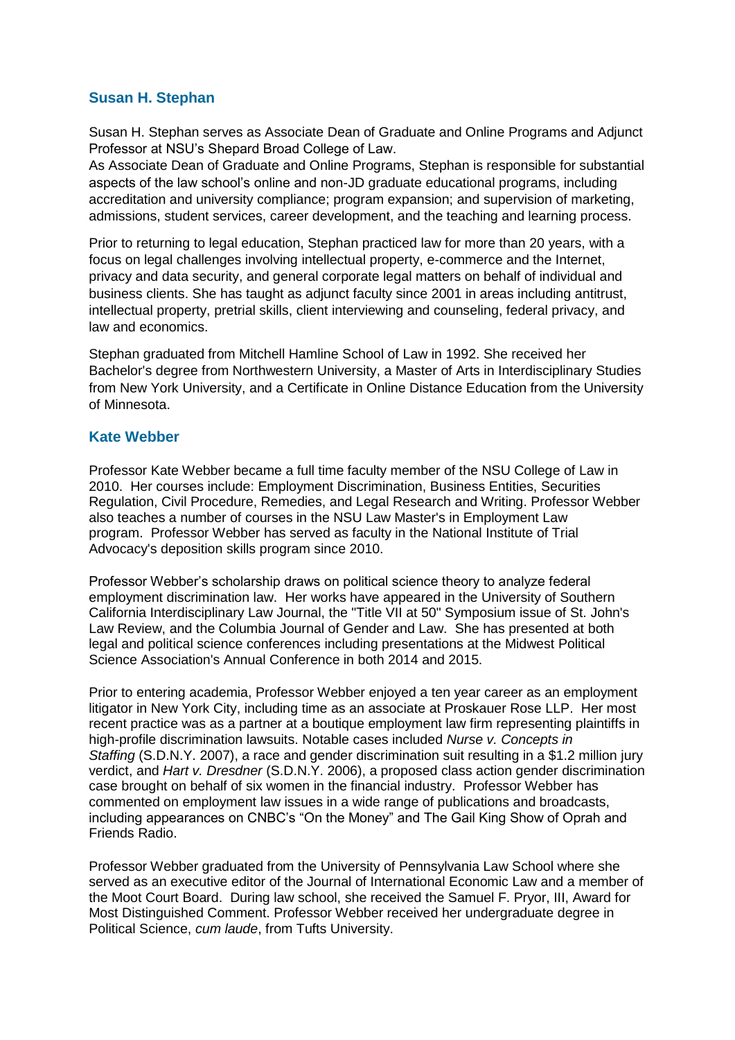## Susan H. Stephan

Susan H. Stephan serves as Associate Dean of Graduate and Online Programs and Adjunct Professor at NSU's Shepard Broad College of Law.
As Associate Dean of Graduate and Online Programs, Stephan is responsible for substantial aspects of the law school's online and non-JD graduate educational programs, including accreditation and university compliance; program expansion; and supervision of marketing, admissions, student services, career development, and the teaching and learning process.

Prior to returning to legal education, Stephan practiced law for more than 20 years, with a focus on legal challenges involving intellectual property, e-commerce and the Internet, privacy and data security, and general corporate legal matters on behalf of individual and business clients. She has taught as adjunct faculty since 2001 in areas including antitrust, intellectual property, pretrial skills, client interviewing and counseling, federal privacy, and law and economics.

Stephan graduated from Mitchell Hamline School of Law in 1992. She received her Bachelor's degree from Northwestern University, a Master of Arts in Interdisciplinary Studies from New York University, and a Certificate in Online Distance Education from the University of Minnesota.

## Kate Webber

Professor Kate Webber became a full time faculty member of the NSU College of Law in 2010. Her courses include: Employment Discrimination, Business Entities, Securities Regulation, Civil Procedure, Remedies, and Legal Research and Writing. Professor Webber also teaches a number of courses in the NSU Law Master's in Employment Law program. Professor Webber has served as faculty in the National Institute of Trial Advocacy's deposition skills program since 2010.

Professor Webber's scholarship draws on political science theory to analyze federal employment discrimination law. Her works have appeared in the University of Southern California Interdisciplinary Law Journal, the "Title VII at 50" Symposium issue of St. John's Law Review, and the Columbia Journal of Gender and Law. She has presented at both legal and political science conferences including presentations at the Midwest Political Science Association's Annual Conference in both 2014 and 2015.

Prior to entering academia, Professor Webber enjoyed a ten year career as an employment litigator in New York City, including time as an associate at Proskauer Rose LLP. Her most recent practice was as a partner at a boutique employment law firm representing plaintiffs in high-profile discrimination lawsuits. Notable cases included *Nurse v. Concepts in Staffing* (S.D.N.Y. 2007), a race and gender discrimination suit resulting in a $1.2 million jury verdict, and *Hart v. Dresdner* (S.D.N.Y. 2006), a proposed class action gender discrimination case brought on behalf of six women in the financial industry. Professor Webber has commented on employment law issues in a wide range of publications and broadcasts, including appearances on CNBC's "On the Money" and The Gail King Show of Oprah and Friends Radio.

Professor Webber graduated from the University of Pennsylvania Law School where she served as an executive editor of the Journal of International Economic Law and a member of the Moot Court Board. During law school, she received the Samuel F. Pryor, III, Award for Most Distinguished Comment. Professor Webber received her undergraduate degree in Political Science, *cum laude*, from Tufts University.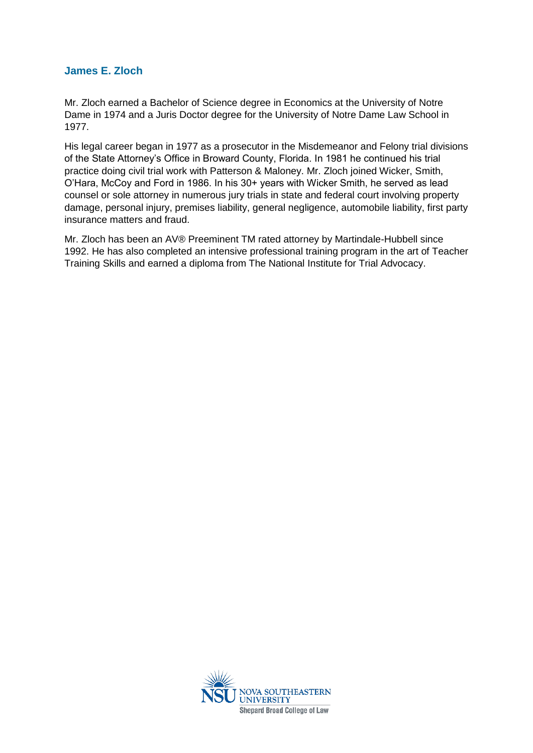## James E. Zloch

Mr. Zloch earned a Bachelor of Science degree in Economics at the University of Notre Dame in 1974 and a Juris Doctor degree for the University of Notre Dame Law School in 1977.

His legal career began in 1977 as a prosecutor in the Misdemeanor and Felony trial divisions of the State Attorney's Office in Broward County, Florida. In 1981 he continued his trial practice doing civil trial work with Patterson & Maloney. Mr. Zloch joined Wicker, Smith, O'Hara, McCoy and Ford in 1986. In his 30+ years with Wicker Smith, he served as lead counsel or sole attorney in numerous jury trials in state and federal court involving property damage, personal injury, premises liability, general negligence, automobile liability, first party insurance matters and fraud.

Mr. Zloch has been an AV® Preeminent TM rated attorney by Martindale-Hubbell since 1992. He has also completed an intensive professional training program in the art of Teacher Training Skills and earned a diploma from The National Institute for Trial Advocacy.

NSU NOVA SOUTHEASTERN UNIVERSITY
Shepard Broad College of Law